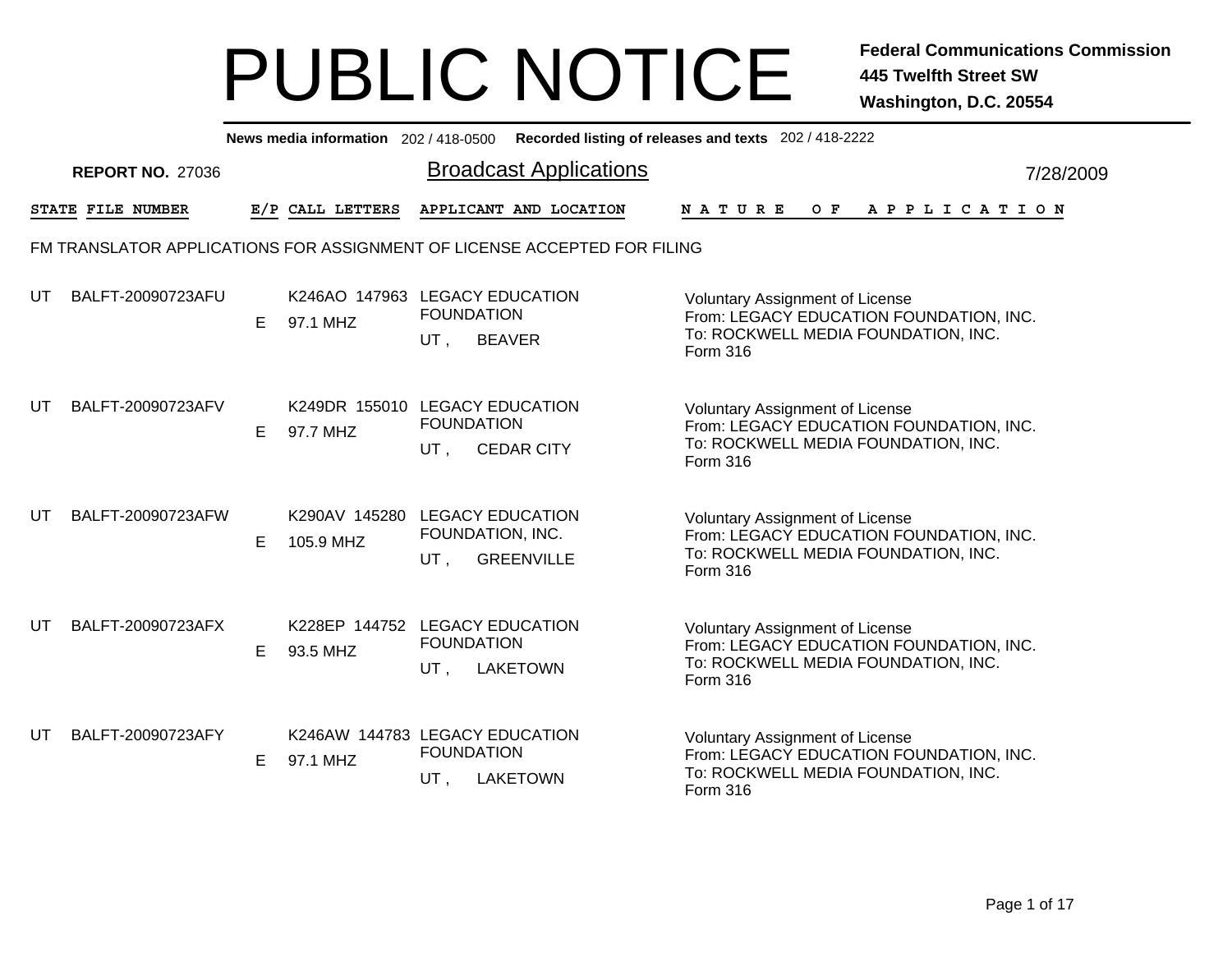# PUBLIC NOTICE

**Federal Communications Commission**
**445 Twelfth Street SW**
**Washington, D.C. 20554**

**News media information** 202 / 418-0500 **Recorded listing of releases and texts** 202 / 418-2222

**REPORT NO.** 27036

## Broadcast Applications

7/28/2009

FM TRANSLATOR APPLICATIONS FOR ASSIGNMENT OF LICENSE ACCEPTED FOR FILING

| STATE | FILE NUMBER | E/P | CALL LETTERS | APPLICANT AND LOCATION | NATURE OF APPLICATION |
|---|---|---|---|---|---|
| UT | BALFT-20090723AFU | E | K246AO 147963 97.1 MHZ | LEGACY EDUCATION FOUNDATION UT , BEAVER | Voluntary Assignment of License From: LEGACY EDUCATION FOUNDATION, INC. To: ROCKWELL MEDIA FOUNDATION, INC. Form 316 |
| UT | BALFT-20090723AFV | E | K249DR 155010 97.7 MHZ | LEGACY EDUCATION FOUNDATION UT , CEDAR CITY | Voluntary Assignment of License From: LEGACY EDUCATION FOUNDATION, INC. To: ROCKWELL MEDIA FOUNDATION, INC. Form 316 |
| UT | BALFT-20090723AFW | E | K290AV 145280 105.9 MHZ | LEGACY EDUCATION FOUNDATION, INC. UT , GREENVILLE | Voluntary Assignment of License From: LEGACY EDUCATION FOUNDATION, INC. To: ROCKWELL MEDIA FOUNDATION, INC. Form 316 |
| UT | BALFT-20090723AFX | E | K228EP 144752 93.5 MHZ | LEGACY EDUCATION FOUNDATION UT , LAKETOWN | Voluntary Assignment of License From: LEGACY EDUCATION FOUNDATION, INC. To: ROCKWELL MEDIA FOUNDATION, INC. Form 316 |
| UT | BALFT-20090723AFY | E | K246AW 144783 97.1 MHZ | LEGACY EDUCATION FOUNDATION UT , LAKETOWN | Voluntary Assignment of License From: LEGACY EDUCATION FOUNDATION, INC. To: ROCKWELL MEDIA FOUNDATION, INC. Form 316 |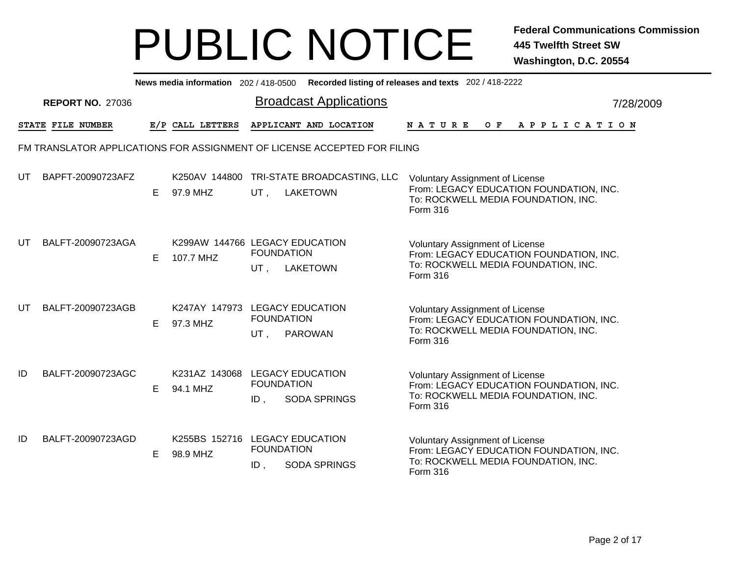# PUBLIC NOTICE

**Federal Communications Commission**
**445 Twelfth Street SW**
**Washington, D.C. 20554**

**News media information** 202 / 418-0500 **Recorded listing of releases and texts** 202 / 418-2222

**REPORT NO.** 27036

## Broadcast Applications

7/28/2009

FM TRANSLATOR APPLICATIONS FOR ASSIGNMENT OF LICENSE ACCEPTED FOR FILING

| STATE | FILE NUMBER | E/P | CALL LETTERS | APPLICANT AND LOCATION | NATURE OF APPLICATION |
|---|---|---|---|---|---|
| UT | BAPFT-20090723AFZ | E | K250AV 144800<br>97.9 MHZ | TRI-STATE BROADCASTING, LLC<br>UT , LAKETOWN | Voluntary Assignment of License<br>From: LEGACY EDUCATION FOUNDATION, INC.<br>To: ROCKWELL MEDIA FOUNDATION, INC.<br>Form 316 |
| UT | BALFT-20090723AGA | E | K299AW 144766<br>107.7 MHZ | LEGACY EDUCATION FOUNDATION<br>UT , LAKETOWN | Voluntary Assignment of License<br>From: LEGACY EDUCATION FOUNDATION, INC.<br>To: ROCKWELL MEDIA FOUNDATION, INC.<br>Form 316 |
| UT | BALFT-20090723AGB | E | K247AY 147973<br>97.3 MHZ | LEGACY EDUCATION FOUNDATION<br>UT , PAROWAN | Voluntary Assignment of License<br>From: LEGACY EDUCATION FOUNDATION, INC.<br>To: ROCKWELL MEDIA FOUNDATION, INC.<br>Form 316 |
| ID | BALFT-20090723AGC | E | K231AZ 143068<br>94.1 MHZ | LEGACY EDUCATION FOUNDATION<br>ID , SODA SPRINGS | Voluntary Assignment of License<br>From: LEGACY EDUCATION FOUNDATION, INC.<br>To: ROCKWELL MEDIA FOUNDATION, INC.<br>Form 316 |
| ID | BALFT-20090723AGD | E | K255BS 152716<br>98.9 MHZ | LEGACY EDUCATION FOUNDATION<br>ID , SODA SPRINGS | Voluntary Assignment of License<br>From: LEGACY EDUCATION FOUNDATION, INC.<br>To: ROCKWELL MEDIA FOUNDATION, INC.<br>Form 316 |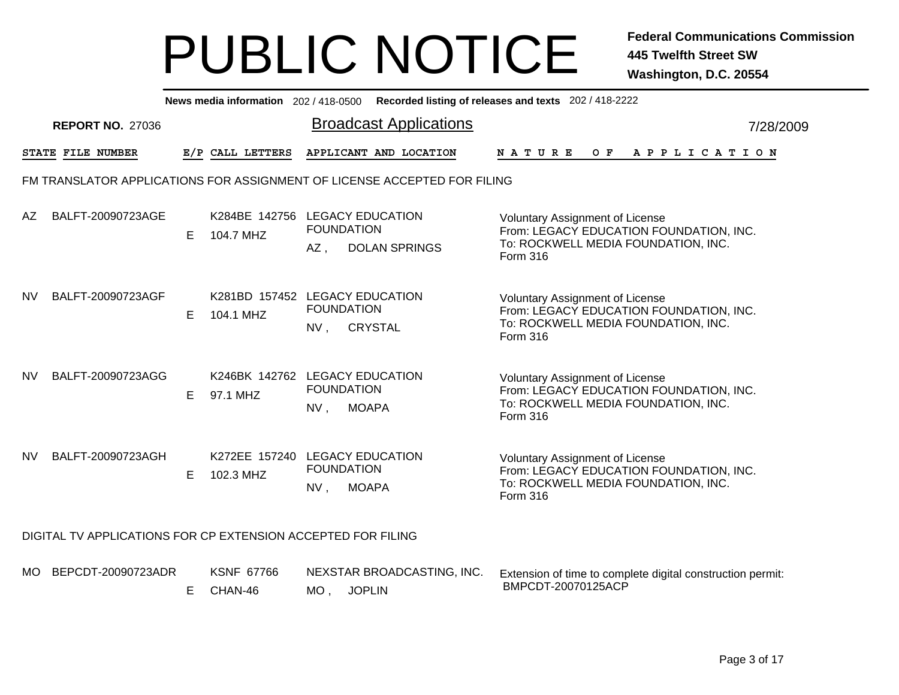# PUBLIC NOTICE

**Federal Communications Commission**
**445 Twelfth Street SW**
**Washington, D.C. 20554**

**News media information** 202 / 418-0500 **Recorded listing of releases and texts** 202 / 418-2222

**REPORT NO.** 27036

## Broadcast Applications

7/28/2009

### FM TRANSLATOR APPLICATIONS FOR ASSIGNMENT OF LICENSE ACCEPTED FOR FILING

| STATE | FILE NUMBER | E/P | CALL LETTERS | APPLICANT AND LOCATION | NATURE OF APPLICATION |
|---|---|---|---|---|---|
| AZ | BALFT-20090723AGE | E | K284BE 142756<br>104.7 MHZ | LEGACY EDUCATION FOUNDATION<br>AZ , DOLAN SPRINGS | Voluntary Assignment of License<br>From: LEGACY EDUCATION FOUNDATION, INC.<br>To: ROCKWELL MEDIA FOUNDATION, INC.<br>Form 316 |
| NV | BALFT-20090723AGF | E | K281BD 157452<br>104.1 MHZ | LEGACY EDUCATION FOUNDATION<br>NV , CRYSTAL | Voluntary Assignment of License<br>From: LEGACY EDUCATION FOUNDATION, INC.<br>To: ROCKWELL MEDIA FOUNDATION, INC.<br>Form 316 |
| NV | BALFT-20090723AGG | E | K246BK 142762<br>97.1 MHZ | LEGACY EDUCATION FOUNDATION<br>NV , MOAPA | Voluntary Assignment of License<br>From: LEGACY EDUCATION FOUNDATION, INC.<br>To: ROCKWELL MEDIA FOUNDATION, INC.<br>Form 316 |
| NV | BALFT-20090723AGH | E | K272EE 157240<br>102.3 MHZ | LEGACY EDUCATION FOUNDATION<br>NV , MOAPA | Voluntary Assignment of License<br>From: LEGACY EDUCATION FOUNDATION, INC.<br>To: ROCKWELL MEDIA FOUNDATION, INC.<br>Form 316 |

### DIGITAL TV APPLICATIONS FOR CP EXTENSION ACCEPTED FOR FILING

| STATE | FILE NUMBER | E/P | CALL LETTERS | APPLICANT AND LOCATION | NATURE OF APPLICATION |
|---|---|---|---|---|---|
| MO | BEPCDT-20090723ADR | E | KSNF 67766<br>CHAN-46 | NEXSTAR BROADCASTING, INC.<br>MO , JOPLIN | Extension of time to complete digital construction permit:<br>BMPCDT-20070125ACP |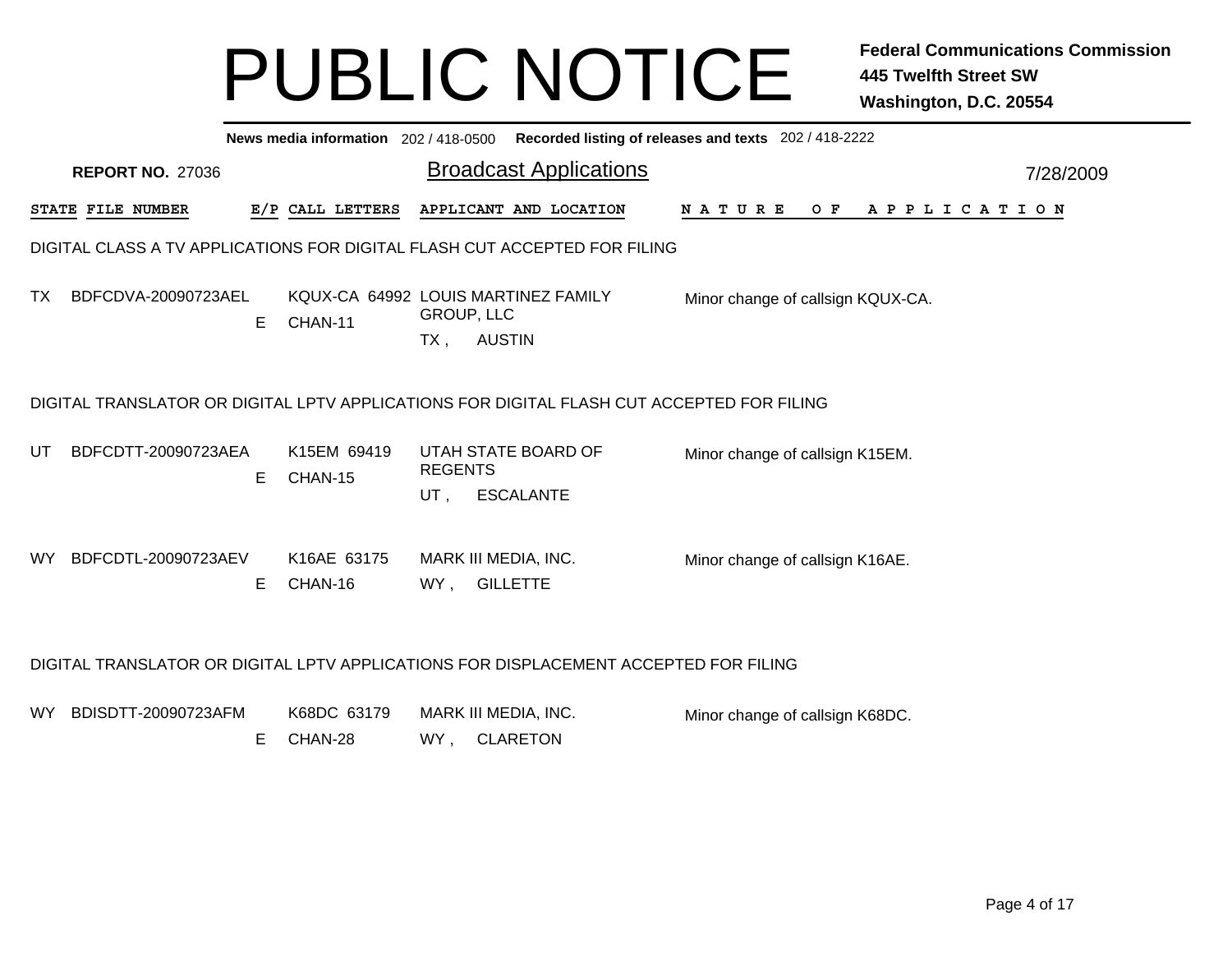# PUBLIC NOTICE

**Federal Communications Commission**
**445 Twelfth Street SW**
**Washington, D.C. 20554**

**News media information** 202 / 418-0500 **Recorded listing of releases and texts** 202 / 418-2222

**REPORT NO.** 27036

## Broadcast Applications

7/28/2009

| STATE | FILE NUMBER | E/P | CALL LETTERS | APPLICANT AND LOCATION | NATURE OF APPLICATION |
|---|---|---|---|---|---|

### DIGITAL CLASS A TV APPLICATIONS FOR DIGITAL FLASH CUT ACCEPTED FOR FILING

| STATE | FILE NUMBER | E/P | CALL LETTERS | APPLICANT AND LOCATION | NATURE OF APPLICATION |
|---|---|---|---|---|---|
| TX | BDFCDVA-20090723AEL | E | KQUX-CA 64992 CHAN-11 | LOUIS MARTINEZ FAMILY GROUP, LLC TX , AUSTIN | Minor change of callsign KQUX-CA. |

### DIGITAL TRANSLATOR OR DIGITAL LPTV APPLICATIONS FOR DIGITAL FLASH CUT ACCEPTED FOR FILING

| STATE | FILE NUMBER | E/P | CALL LETTERS | APPLICANT AND LOCATION | NATURE OF APPLICATION |
|---|---|---|---|---|---|
| UT | BDFCDTT-20090723AEA | E | K15EM 69419 CHAN-15 | UTAH STATE BOARD OF REGENTS UT , ESCALANTE | Minor change of callsign K15EM. |
| WY | BDFCDTL-20090723AEV | E | K16AE 63175 CHAN-16 | MARK III MEDIA, INC. WY , GILLETTE | Minor change of callsign K16AE. |

### DIGITAL TRANSLATOR OR DIGITAL LPTV APPLICATIONS FOR DISPLACEMENT ACCEPTED FOR FILING

| STATE | FILE NUMBER | E/P | CALL LETTERS | APPLICANT AND LOCATION | NATURE OF APPLICATION |
|---|---|---|---|---|---|
| WY | BDISDTT-20090723AFM | E | K68DC 63179 CHAN-28 | MARK III MEDIA, INC. WY , CLARETON | Minor change of callsign K68DC. |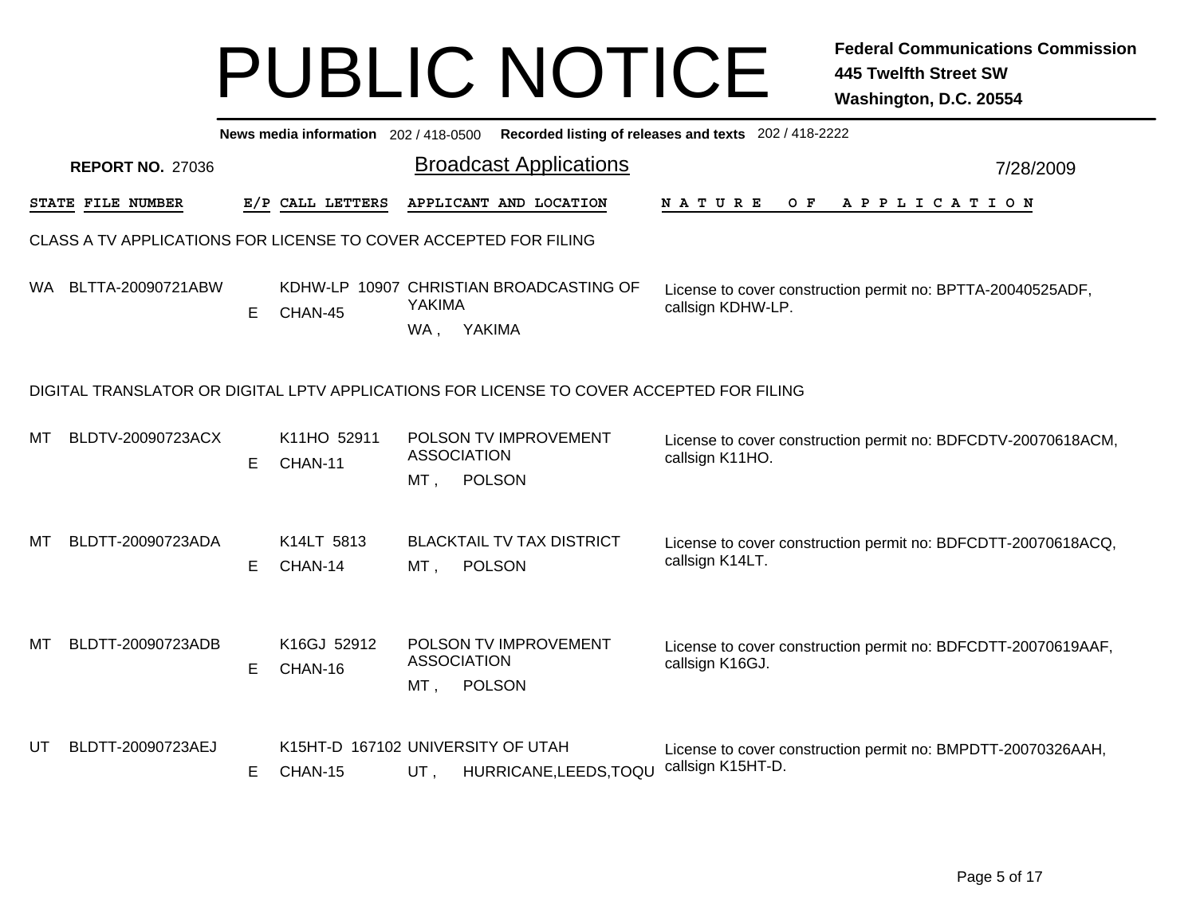# PUBLIC NOTICE

**Federal Communications Commission**
**445 Twelfth Street SW**
**Washington, D.C. 20554**

**News media information** 202 / 418-0500 **Recorded listing of releases and texts** 202 / 418-2222

**REPORT NO.** 27036

## Broadcast Applications

7/28/2009

### CLASS A TV APPLICATIONS FOR LICENSE TO COVER ACCEPTED FOR FILING

| STATE | FILE NUMBER | E/P | CALL LETTERS | APPLICANT AND LOCATION | NATURE OF APPLICATION |
|---|---|---|---|---|---|
| WA | BLTTA-20090721ABW | E | KDHW-LP 10907 CHAN-45 | CHRISTIAN BROADCASTING OF YAKIMA WA , YAKIMA | License to cover construction permit no: BPTTA-20040525ADF, callsign KDHW-LP. |

### DIGITAL TRANSLATOR OR DIGITAL LPTV APPLICATIONS FOR LICENSE TO COVER ACCEPTED FOR FILING

| STATE | FILE NUMBER | E/P | CALL LETTERS | APPLICANT AND LOCATION | NATURE OF APPLICATION |
|---|---|---|---|---|---|
| MT | BLDTV-20090723ACX | E | K11HO 52911 CHAN-11 | POLSON TV IMPROVEMENT ASSOCIATION MT , POLSON | License to cover construction permit no: BDFCDTV-20070618ACM, callsign K11HO. |
| MT | BLDTT-20090723ADA | E | K14LT 5813 CHAN-14 | BLACKTAIL TV TAX DISTRICT MT , POLSON | License to cover construction permit no: BDFCDTT-20070618ACQ, callsign K14LT. |
| MT | BLDTT-20090723ADB | E | K16GJ 52912 CHAN-16 | POLSON TV IMPROVEMENT ASSOCIATION MT , POLSON | License to cover construction permit no: BDFCDTT-20070619AAF, callsign K16GJ. |
| UT | BLDTT-20090723AEJ | E | K15HT-D 167102 CHAN-15 | UNIVERSITY OF UTAH UT , HURRICANE,LEEDS,TOQU | License to cover construction permit no: BMPDTT-20070326AAH, callsign K15HT-D. |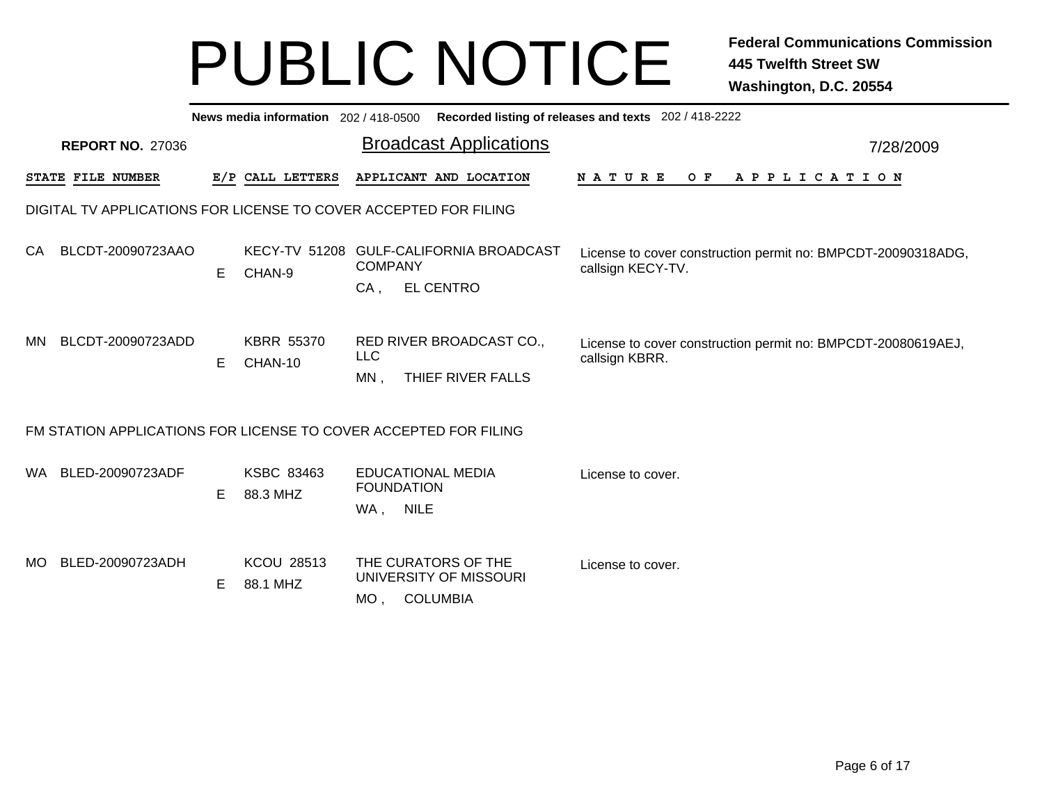# PUBLIC NOTICE

**Federal Communications Commission**
**445 Twelfth Street SW**
**Washington, D.C. 20554**

**News media information** 202 / 418-0500 **Recorded listing of releases and texts** 202 / 418-2222

**REPORT NO.** 27036

## Broadcast Applications

7/28/2009

### DIGITAL TV APPLICATIONS FOR LICENSE TO COVER ACCEPTED FOR FILING

| STATE | FILE NUMBER | E/P | CALL LETTERS | APPLICANT AND LOCATION | NATURE OF APPLICATION |
|---|---|---|---|---|---|
| CA | BLCDT-20090723AAO | E | KECY-TV 51208 CHAN-9 | GULF-CALIFORNIA BROADCAST COMPANY<br>CA , EL CENTRO | License to cover construction permit no: BMPCDT-20090318ADG, callsign KECY-TV. |
| MN | BLCDT-20090723ADD | E | KBRR 55370 CHAN-10 | RED RIVER BROADCAST CO., LLC<br>MN , THIEF RIVER FALLS | License to cover construction permit no: BMPCDT-20080619AEJ, callsign KBRR. |

### FM STATION APPLICATIONS FOR LICENSE TO COVER ACCEPTED FOR FILING

| STATE | FILE NUMBER | E/P | CALL LETTERS | APPLICANT AND LOCATION | NATURE OF APPLICATION |
|---|---|---|---|---|---|
| WA | BLED-20090723ADF | E | KSBC 83463 88.3 MHZ | EDUCATIONAL MEDIA FOUNDATION<br>WA , NILE | License to cover. |
| MO | BLED-20090723ADH | E | KCOU 28513 88.1 MHZ | THE CURATORS OF THE UNIVERSITY OF MISSOURI<br>MO , COLUMBIA | License to cover. |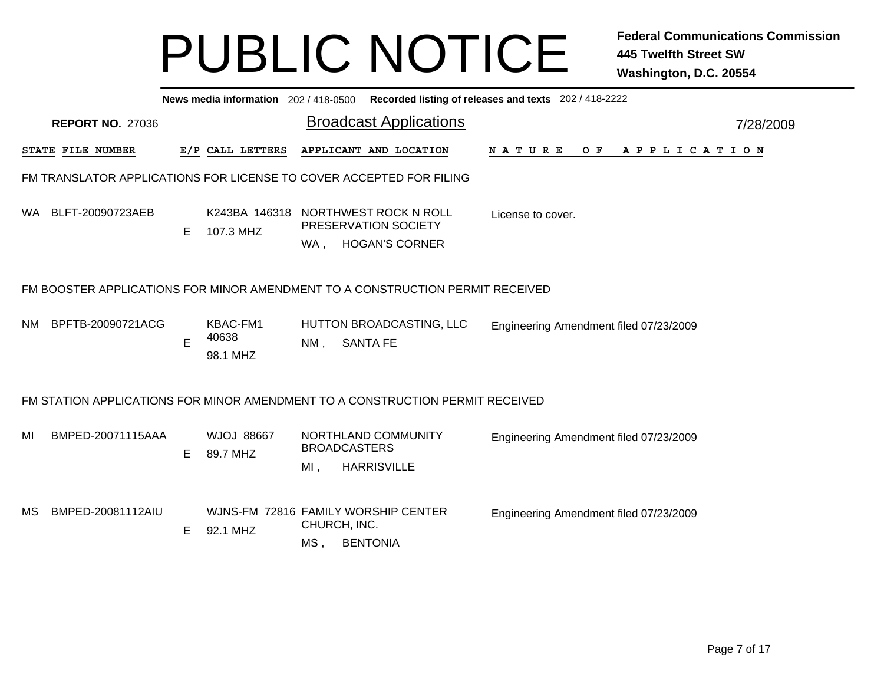# PUBLIC NOTICE

**Federal Communications Commission**
**445 Twelfth Street SW**
**Washington, D.C. 20554**

**News media information** 202 / 418-0500 **Recorded listing of releases and texts** 202 / 418-2222

**REPORT NO.** 27036

## Broadcast Applications

7/28/2009

### FM TRANSLATOR APPLICATIONS FOR LICENSE TO COVER ACCEPTED FOR FILING

| STATE | FILE NUMBER | E/P | CALL LETTERS | APPLICANT AND LOCATION | NATURE OF APPLICATION |
|---|---|---|---|---|---|
| WA | BLFT-20090723AEB | E | K243BA 146318 107.3 MHZ | NORTHWEST ROCK N ROLL PRESERVATION SOCIETY WA , HOGAN'S CORNER | License to cover. |

### FM BOOSTER APPLICATIONS FOR MINOR AMENDMENT TO A CONSTRUCTION PERMIT RECEIVED

| STATE | FILE NUMBER | E/P | CALL LETTERS | APPLICANT AND LOCATION | NATURE OF APPLICATION |
|---|---|---|---|---|---|
| NM | BPFTB-20090721ACG | E | KBAC-FM1 40638 98.1 MHZ | HUTTON BROADCASTING, LLC NM , SANTA FE | Engineering Amendment filed 07/23/2009 |

### FM STATION APPLICATIONS FOR MINOR AMENDMENT TO A CONSTRUCTION PERMIT RECEIVED

| STATE | FILE NUMBER | E/P | CALL LETTERS | APPLICANT AND LOCATION | NATURE OF APPLICATION |
|---|---|---|---|---|---|
| MI | BMPED-20071115AAA | E | WJOJ 88667 89.7 MHZ | NORTHLAND COMMUNITY BROADCASTERS MI , HARRISVILLE | Engineering Amendment filed 07/23/2009 |
| MS | BMPED-20081112AIU | E | WJNS-FM 72816 92.1 MHZ | FAMILY WORSHIP CENTER CHURCH, INC. MS , BENTONIA | Engineering Amendment filed 07/23/2009 |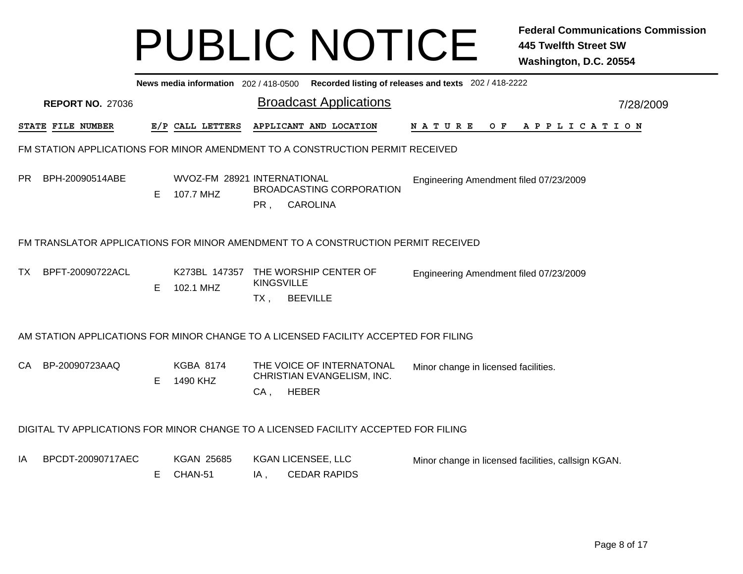# PUBLIC NOTICE

**Federal Communications Commission**
**445 Twelfth Street SW**
**Washington, D.C. 20554**

**News media information** 202 / 418-0500 **Recorded listing of releases and texts** 202 / 418-2222

**REPORT NO.** 27036

## Broadcast Applications

7/28/2009

| STATE | FILE NUMBER | E/P | CALL LETTERS | APPLICANT AND LOCATION | NATURE OF APPLICATION |
|---|---|---|---|---|---|

### FM STATION APPLICATIONS FOR MINOR AMENDMENT TO A CONSTRUCTION PERMIT RECEIVED

| STATE | FILE NUMBER | E/P | CALL LETTERS | APPLICANT AND LOCATION | NATURE OF APPLICATION |
|---|---|---|---|---|---|
| PR | BPH-20090514ABE | E | WVOZ-FM 28921<br>107.7 MHZ | INTERNATIONAL BROADCASTING CORPORATION<br>PR , CAROLINA | Engineering Amendment filed 07/23/2009 |

### FM TRANSLATOR APPLICATIONS FOR MINOR AMENDMENT TO A CONSTRUCTION PERMIT RECEIVED

| STATE | FILE NUMBER | E/P | CALL LETTERS | APPLICANT AND LOCATION | NATURE OF APPLICATION |
|---|---|---|---|---|---|
| TX | BPFT-20090722ACL | E | K273BL 147357<br>102.1 MHZ | THE WORSHIP CENTER OF KINGSVILLE<br>TX , BEEVILLE | Engineering Amendment filed 07/23/2009 |

### AM STATION APPLICATIONS FOR MINOR CHANGE TO A LICENSED FACILITY ACCEPTED FOR FILING

| STATE | FILE NUMBER | E/P | CALL LETTERS | APPLICANT AND LOCATION | NATURE OF APPLICATION |
|---|---|---|---|---|---|
| CA | BP-20090723AAQ | E | KGBA 8174<br>1490 KHZ | THE VOICE OF INTERNATONAL CHRISTIAN EVANGELISM, INC.<br>CA , HEBER | Minor change in licensed facilities. |

### DIGITAL TV APPLICATIONS FOR MINOR CHANGE TO A LICENSED FACILITY ACCEPTED FOR FILING

| STATE | FILE NUMBER | E/P | CALL LETTERS | APPLICANT AND LOCATION | NATURE OF APPLICATION |
|---|---|---|---|---|---|
| IA | BPCDT-20090717AEC | E | KGAN 25685<br>CHAN-51 | KGAN LICENSEE, LLC<br>IA , CEDAR RAPIDS | Minor change in licensed facilities, callsign KGAN. |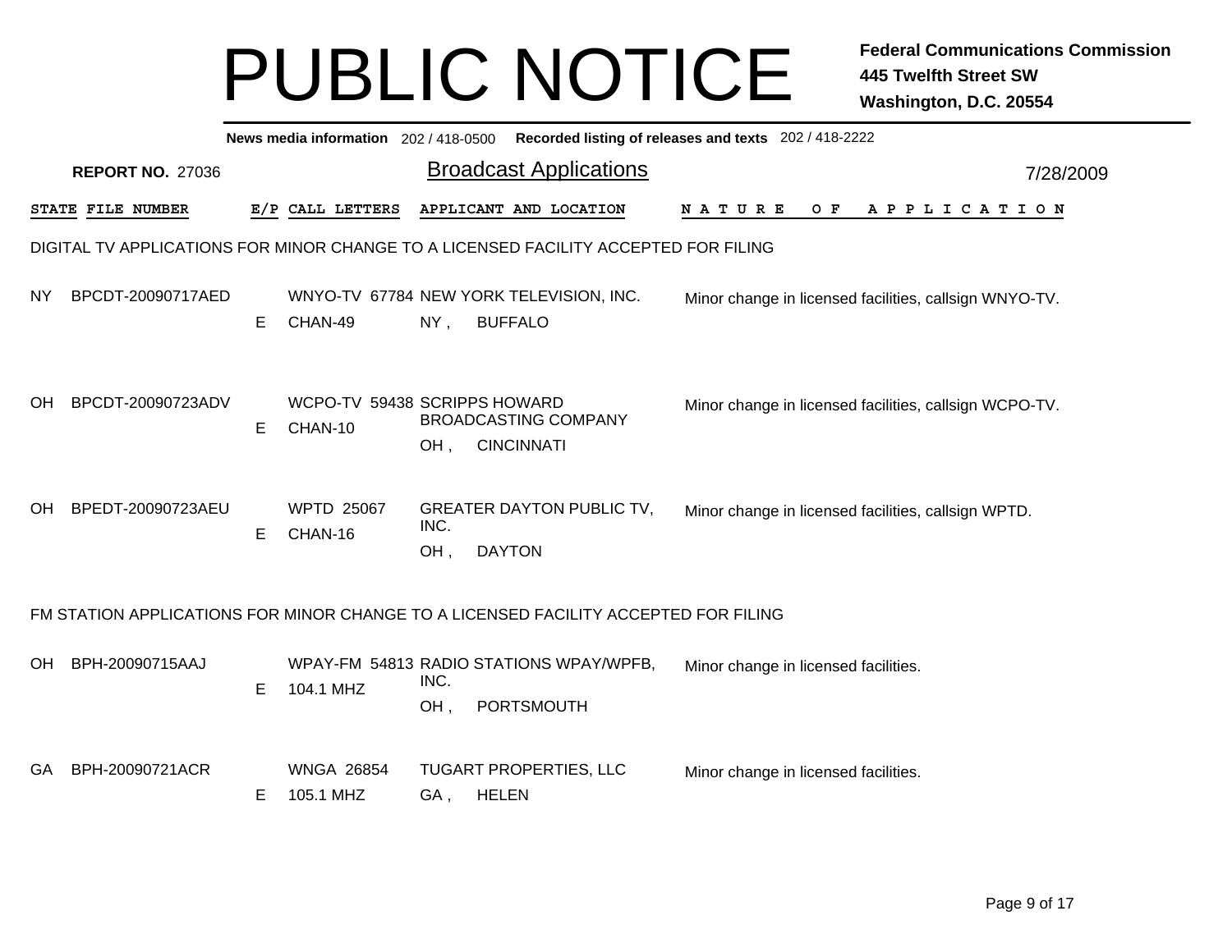# PUBLIC NOTICE

**Federal Communications Commission**
**445 Twelfth Street SW**
**Washington, D.C. 20554**

**News media information** 202 / 418-0500 **Recorded listing of releases and texts** 202 / 418-2222

**REPORT NO.** 27036

## Broadcast Applications

7/28/2009

### DIGITAL TV APPLICATIONS FOR MINOR CHANGE TO A LICENSED FACILITY ACCEPTED FOR FILING

| STATE | FILE NUMBER | E/P | CALL LETTERS | APPLICANT AND LOCATION | NATURE OF APPLICATION |
|---|---|---|---|---|---|
| NY | BPCDT-20090717AED | E | WNYO-TV 67784 CHAN-49 | NEW YORK TELEVISION, INC. NY , BUFFALO | Minor change in licensed facilities, callsign WNYO-TV. |
| OH | BPCDT-20090723ADV | E | WCPO-TV 59438 CHAN-10 | SCRIPPS HOWARD BROADCASTING COMPANY OH , CINCINNATI | Minor change in licensed facilities, callsign WCPO-TV. |
| OH | BPEDT-20090723AEU | E | WPTD 25067 CHAN-16 | GREATER DAYTON PUBLIC TV, INC. OH , DAYTON | Minor change in licensed facilities, callsign WPTD. |

### FM STATION APPLICATIONS FOR MINOR CHANGE TO A LICENSED FACILITY ACCEPTED FOR FILING

| STATE | FILE NUMBER | E/P | CALL LETTERS | APPLICANT AND LOCATION | NATURE OF APPLICATION |
|---|---|---|---|---|---|
| OH | BPH-20090715AAJ | E | WPAY-FM 54813 104.1 MHZ | RADIO STATIONS WPAY/WPFB, INC. OH , PORTSMOUTH | Minor change in licensed facilities. |
| GA | BPH-20090721ACR | E | WNGA 26854 105.1 MHZ | TUGART PROPERTIES, LLC GA , HELEN | Minor change in licensed facilities. |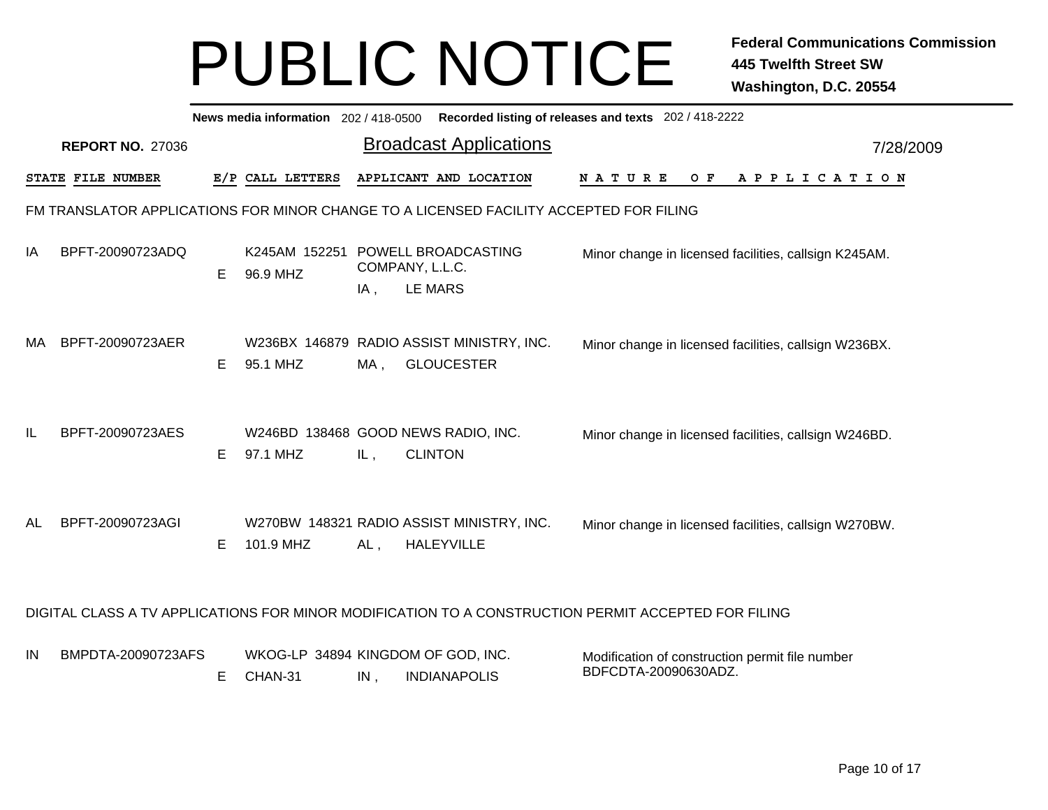# PUBLIC NOTICE

**Federal Communications Commission**
**445 Twelfth Street SW**
**Washington, D.C. 20554**

**News media information** 202 / 418-0500 **Recorded listing of releases and texts** 202 / 418-2222

**REPORT NO.** 27036

## Broadcast Applications

7/28/2009

### FM TRANSLATOR APPLICATIONS FOR MINOR CHANGE TO A LICENSED FACILITY ACCEPTED FOR FILING

| STATE | FILE NUMBER | E/P | CALL LETTERS | APPLICANT AND LOCATION | NATURE OF APPLICATION |
|---|---|---|---|---|---|
| IA | BPFT-20090723ADQ | E | K245AM 152251 96.9 MHZ | POWELL BROADCASTING COMPANY, L.L.C. IA , LE MARS | Minor change in licensed facilities, callsign K245AM. |
| MA | BPFT-20090723AER | E | W236BX 146879 95.1 MHZ | RADIO ASSIST MINISTRY, INC. MA , GLOUCESTER | Minor change in licensed facilities, callsign W236BX. |
| IL | BPFT-20090723AES | E | W246BD 138468 97.1 MHZ | GOOD NEWS RADIO, INC. IL , CLINTON | Minor change in licensed facilities, callsign W246BD. |
| AL | BPFT-20090723AGI | E | W270BW 148321 101.9 MHZ | RADIO ASSIST MINISTRY, INC. AL , HALEYVILLE | Minor change in licensed facilities, callsign W270BW. |

### DIGITAL CLASS A TV APPLICATIONS FOR MINOR MODIFICATION TO A CONSTRUCTION PERMIT ACCEPTED FOR FILING

| STATE | FILE NUMBER | E/P | CALL LETTERS | APPLICANT AND LOCATION | NATURE OF APPLICATION |
|---|---|---|---|---|---|
| IN | BMPDTA-20090723AFS | E | WKOG-LP 34894 CHAN-31 | KINGDOM OF GOD, INC. IN , INDIANAPOLIS | Modification of construction permit file number BDFCDTA-20090630ADZ. |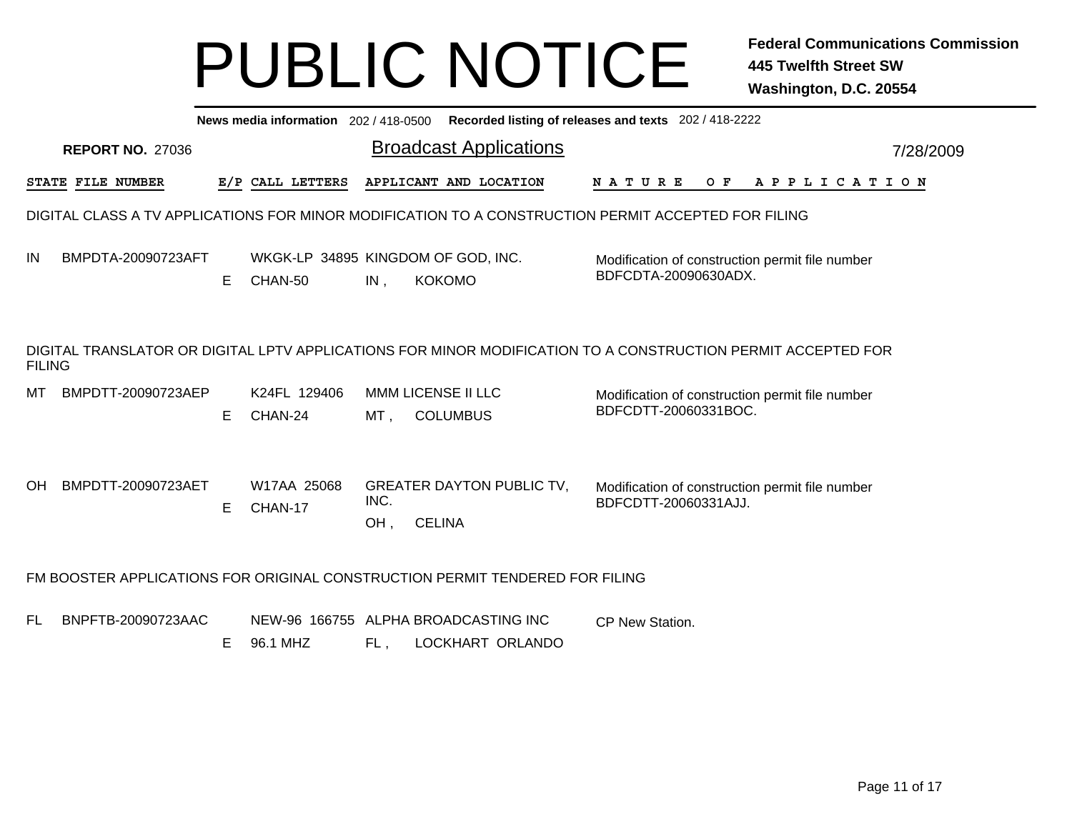# PUBLIC NOTICE

**Federal Communications Commission**
**445 Twelfth Street SW**
**Washington, D.C. 20554**

**News media information** 202 / 418-0500 **Recorded listing of releases and texts** 202 / 418-2222

**REPORT NO.** 27036

## Broadcast Applications

7/28/2009

| STATE | FILE NUMBER | E/P | CALL LETTERS | APPLICANT AND LOCATION | NATURE OF APPLICATION |
|---|---|---|---|---|---|

DIGITAL CLASS A TV APPLICATIONS FOR MINOR MODIFICATION TO A CONSTRUCTION PERMIT ACCEPTED FOR FILING

| STATE | FILE NUMBER | E/P | CALL LETTERS | APPLICANT AND LOCATION | NATURE OF APPLICATION |
|---|---|---|---|---|---|
| IN | BMPDTA-20090723AFT | E | WKGK-LP 34895 CHAN-50 | KINGDOM OF GOD, INC. IN , KOKOMO | Modification of construction permit file number BDFCDTA-20090630ADX. |

DIGITAL TRANSLATOR OR DIGITAL LPTV APPLICATIONS FOR MINOR MODIFICATION TO A CONSTRUCTION PERMIT ACCEPTED FOR FILING

| STATE | FILE NUMBER | E/P | CALL LETTERS | APPLICANT AND LOCATION | NATURE OF APPLICATION |
|---|---|---|---|---|---|
| MT | BMPDTT-20090723AEP | E | K24FL 129406 CHAN-24 | MMM LICENSE II LLC MT , COLUMBUS | Modification of construction permit file number BDFCDTT-20060331BOC. |
| OH | BMPDTT-20090723AET | E | W17AA 25068 CHAN-17 | GREATER DAYTON PUBLIC TV, INC. OH , CELINA | Modification of construction permit file number BDFCDTT-20060331AJJ. |

FM BOOSTER APPLICATIONS FOR ORIGINAL CONSTRUCTION PERMIT TENDERED FOR FILING

| STATE | FILE NUMBER | E/P | CALL LETTERS | APPLICANT AND LOCATION | NATURE OF APPLICATION |
|---|---|---|---|---|---|
| FL | BNPFTB-20090723AAC | E | NEW-96 166755 96.1 MHZ | ALPHA BROADCASTING INC FL , LOCKHART ORLANDO | CP New Station. |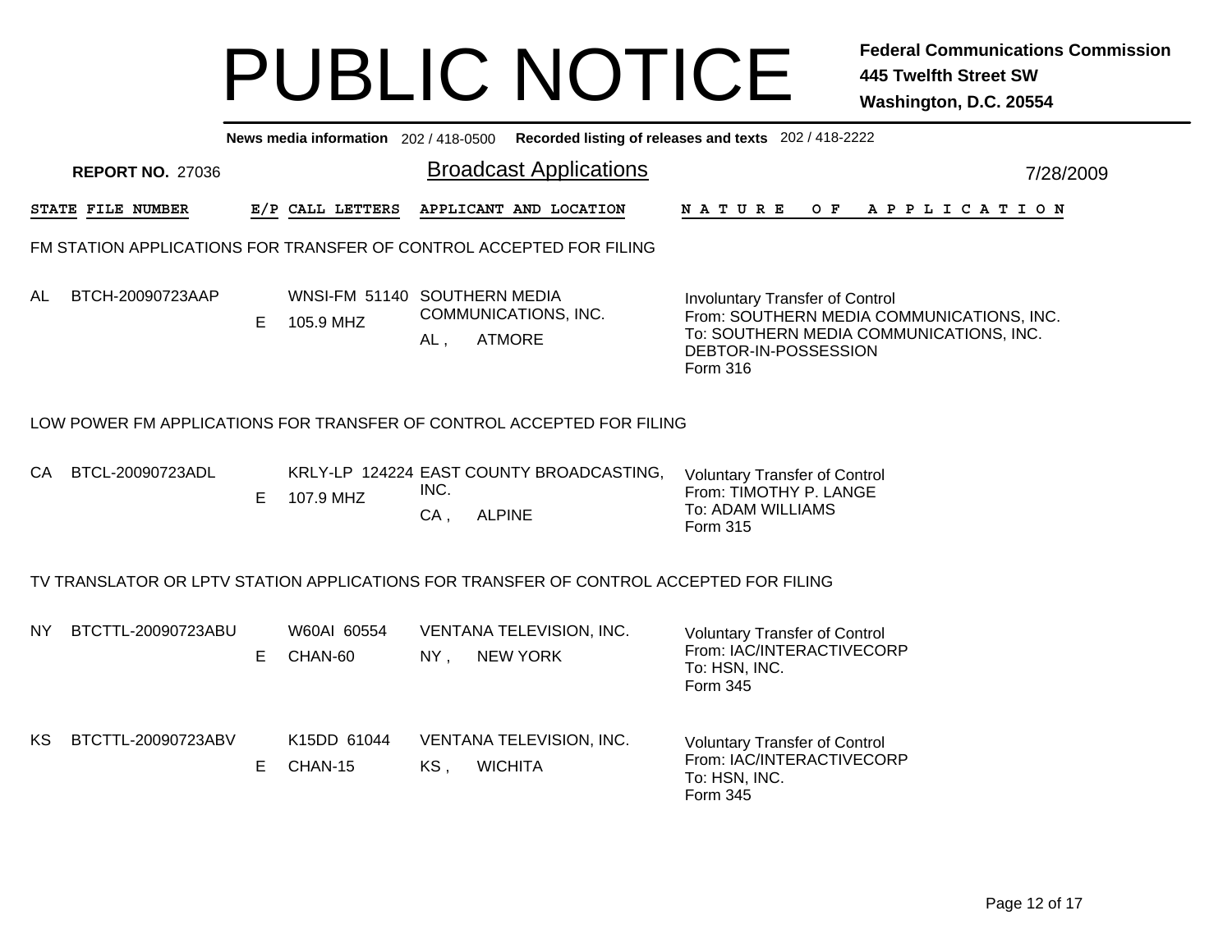# PUBLIC NOTICE

**Federal Communications Commission**
**445 Twelfth Street SW**
**Washington, D.C. 20554**

**News media information** 202 / 418-0500 **Recorded listing of releases and texts** 202 / 418-2222

**REPORT NO.** 27036

## Broadcast Applications

7/28/2009

### FM STATION APPLICATIONS FOR TRANSFER OF CONTROL ACCEPTED FOR FILING

| STATE | FILE NUMBER | E/P | CALL LETTERS | APPLICANT AND LOCATION | NATURE OF APPLICATION |
|---|---|---|---|---|---|
| AL | BTCH-20090723AAP | E | WNSI-FM 51140<br>105.9 MHZ | SOUTHERN MEDIA COMMUNICATIONS, INC.<br>AL , ATMORE | Involuntary Transfer of Control<br>From: SOUTHERN MEDIA COMMUNICATIONS, INC.<br>To: SOUTHERN MEDIA COMMUNICATIONS, INC. DEBTOR-IN-POSSESSION<br>Form 316 |

### LOW POWER FM APPLICATIONS FOR TRANSFER OF CONTROL ACCEPTED FOR FILING

| STATE | FILE NUMBER | E/P | CALL LETTERS | APPLICANT AND LOCATION | NATURE OF APPLICATION |
|---|---|---|---|---|---|
| CA | BTCL-20090723ADL | E | KRLY-LP 124224<br>107.9 MHZ | EAST COUNTY BROADCASTING, INC.<br>CA , ALPINE | Voluntary Transfer of Control<br>From: TIMOTHY P. LANGE<br>To: ADAM WILLIAMS<br>Form 315 |

### TV TRANSLATOR OR LPTV STATION APPLICATIONS FOR TRANSFER OF CONTROL ACCEPTED FOR FILING

| STATE | FILE NUMBER | E/P | CALL LETTERS | APPLICANT AND LOCATION | NATURE OF APPLICATION |
|---|---|---|---|---|---|
| NY | BTCTTL-20090723ABU | E | W60AI 60554<br>CHAN-60 | VENTANA TELEVISION, INC.<br>NY , NEW YORK | Voluntary Transfer of Control<br>From: IAC/INTERACTIVECORP<br>To: HSN, INC.<br>Form 345 |
| KS | BTCTTL-20090723ABV | E | K15DD 61044<br>CHAN-15 | VENTANA TELEVISION, INC.<br>KS , WICHITA | Voluntary Transfer of Control<br>From: IAC/INTERACTIVECORP<br>To: HSN, INC.<br>Form 345 |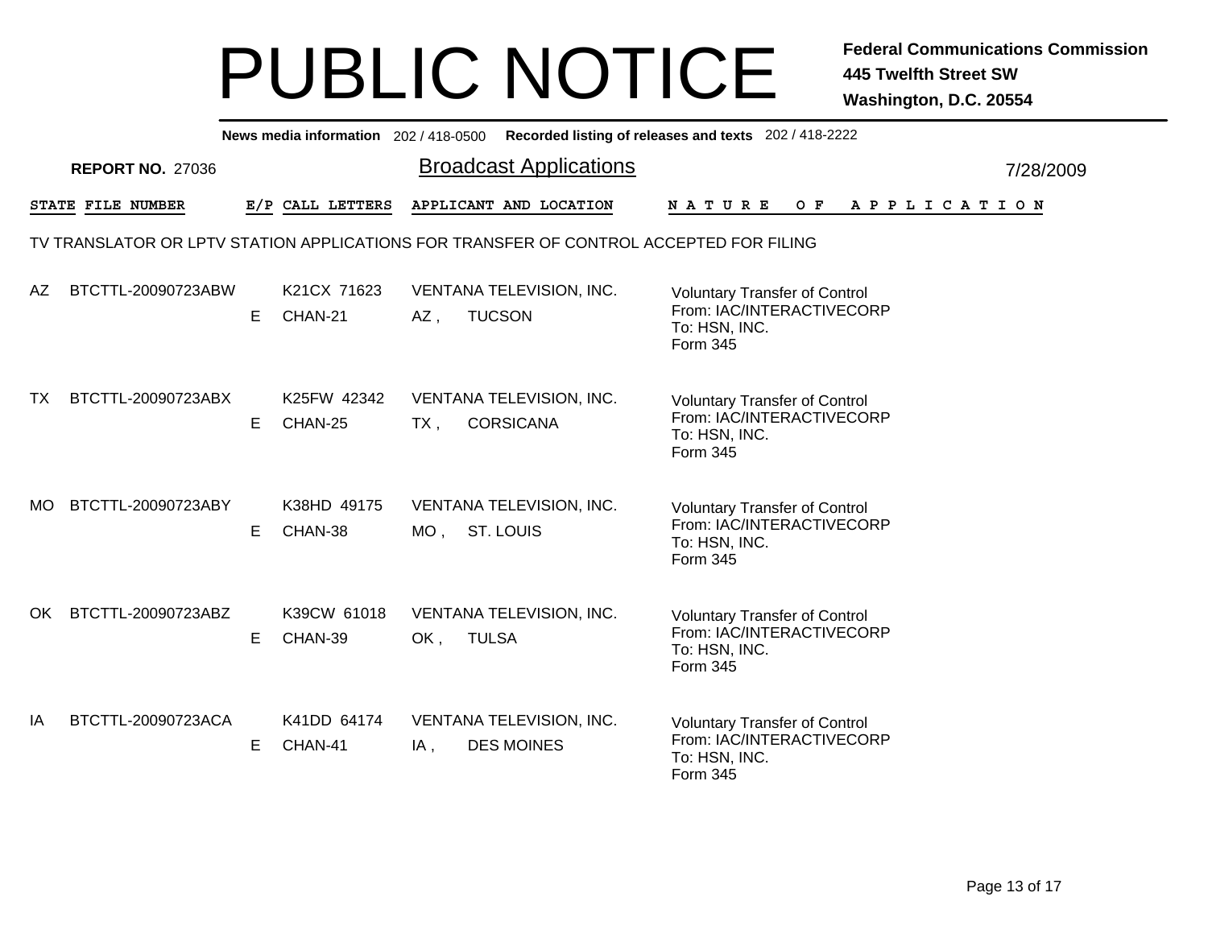# PUBLIC NOTICE

**Federal Communications Commission**
**445 Twelfth Street SW**
**Washington, D.C. 20554**

**News media information** 202 / 418-0500 **Recorded listing of releases and texts** 202 / 418-2222

**REPORT NO.** 27036

## Broadcast Applications

7/28/2009

| STATE | FILE NUMBER | E/P | CALL LETTERS | APPLICANT AND LOCATION | NATURE OF APPLICATION |
|---|---|---|---|---|---|

TV TRANSLATOR OR LPTV STATION APPLICATIONS FOR TRANSFER OF CONTROL ACCEPTED FOR FILING

| STATE | FILE NUMBER | E/P | CALL LETTERS | APPLICANT AND LOCATION | NATURE OF APPLICATION |
|---|---|---|---|---|---|
| AZ | BTCTTL-20090723ABW | E | K21CX 71623<br>CHAN-21 | VENTANA TELEVISION, INC.<br>AZ , TUCSON | Voluntary Transfer of Control<br>From: IAC/INTERACTIVECORP<br>To: HSN, INC.<br>Form 345 |
| TX | BTCTTL-20090723ABX | E | K25FW 42342<br>CHAN-25 | VENTANA TELEVISION, INC.<br>TX , CORSICANA | Voluntary Transfer of Control<br>From: IAC/INTERACTIVECORP<br>To: HSN, INC.<br>Form 345 |
| MO | BTCTTL-20090723ABY | E | K38HD 49175<br>CHAN-38 | VENTANA TELEVISION, INC.<br>MO , ST. LOUIS | Voluntary Transfer of Control<br>From: IAC/INTERACTIVECORP<br>To: HSN, INC.<br>Form 345 |
| OK | BTCTTL-20090723ABZ | E | K39CW 61018<br>CHAN-39 | VENTANA TELEVISION, INC.<br>OK , TULSA | Voluntary Transfer of Control<br>From: IAC/INTERACTIVECORP<br>To: HSN, INC.<br>Form 345 |
| IA | BTCTTL-20090723ACA | E | K41DD 64174<br>CHAN-41 | VENTANA TELEVISION, INC.<br>IA , DES MOINES | Voluntary Transfer of Control<br>From: IAC/INTERACTIVECORP<br>To: HSN, INC.<br>Form 345 |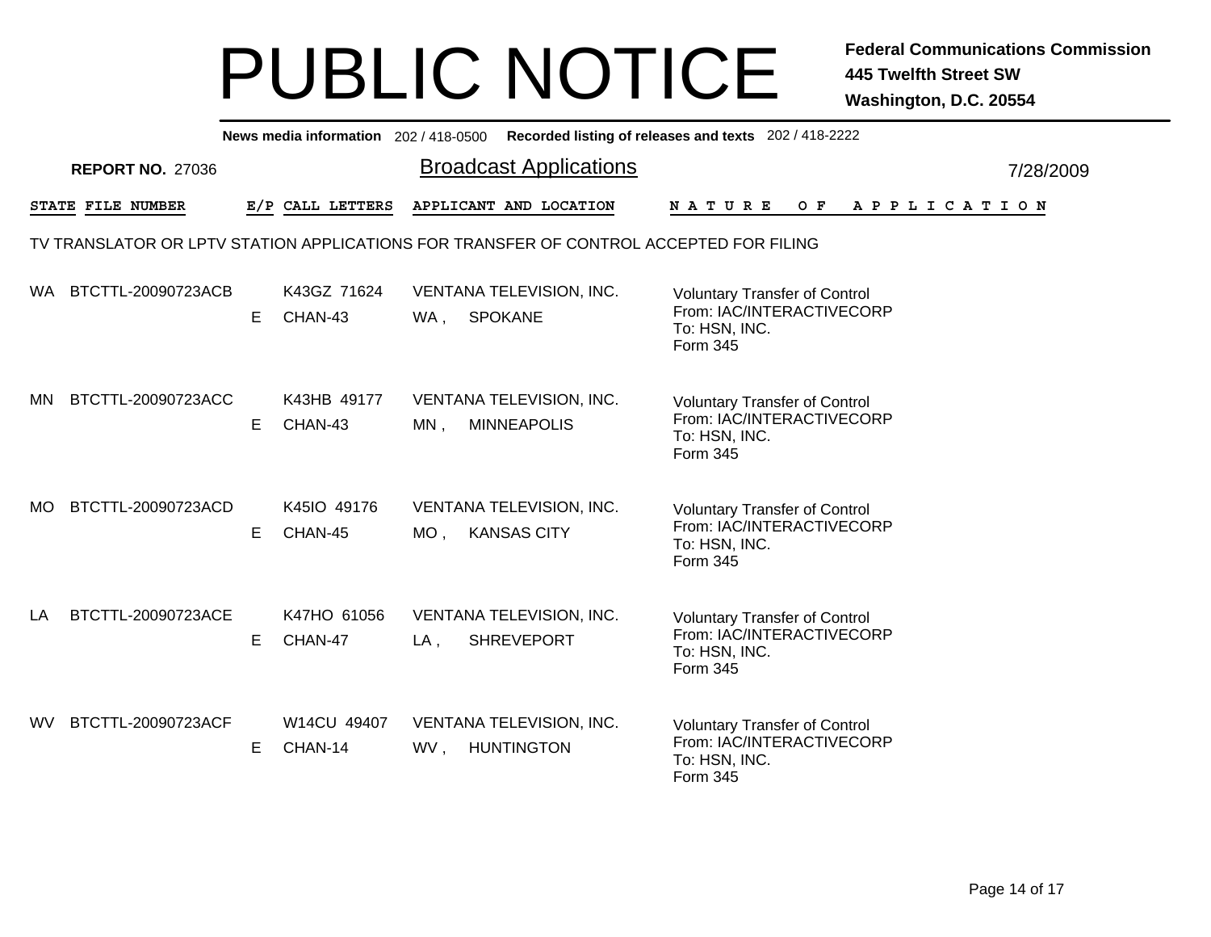# PUBLIC NOTICE

**Federal Communications Commission**
**445 Twelfth Street SW**
**Washington, D.C. 20554**

**News media information** 202 / 418-0500 **Recorded listing of releases and texts** 202 / 418-2222

**REPORT NO.** 27036

## Broadcast Applications

7/28/2009

TV TRANSLATOR OR LPTV STATION APPLICATIONS FOR TRANSFER OF CONTROL ACCEPTED FOR FILING

| STATE | FILE NUMBER | E/P | CALL LETTERS | APPLICANT AND LOCATION | NATURE OF APPLICATION |
|---|---|---|---|---|---|
| WA | BTCTTL-20090723ACB | E | K43GZ 71624<br>CHAN-43 | VENTANA TELEVISION, INC.<br>WA , SPOKANE | Voluntary Transfer of Control<br>From: IAC/INTERACTIVECORP<br>To: HSN, INC.<br>Form 345 |
| MN | BTCTTL-20090723ACC | E | K43HB 49177<br>CHAN-43 | VENTANA TELEVISION, INC.<br>MN , MINNEAPOLIS | Voluntary Transfer of Control<br>From: IAC/INTERACTIVECORP<br>To: HSN, INC.<br>Form 345 |
| MO | BTCTTL-20090723ACD | E | K45IO 49176<br>CHAN-45 | VENTANA TELEVISION, INC.<br>MO , KANSAS CITY | Voluntary Transfer of Control<br>From: IAC/INTERACTIVECORP<br>To: HSN, INC.<br>Form 345 |
| LA | BTCTTL-20090723ACE | E | K47HO 61056<br>CHAN-47 | VENTANA TELEVISION, INC.<br>LA , SHREVEPORT | Voluntary Transfer of Control<br>From: IAC/INTERACTIVECORP<br>To: HSN, INC.<br>Form 345 |
| WV | BTCTTL-20090723ACF | E | W14CU 49407<br>CHAN-14 | VENTANA TELEVISION, INC.<br>WV , HUNTINGTON | Voluntary Transfer of Control<br>From: IAC/INTERACTIVECORP<br>To: HSN, INC.<br>Form 345 |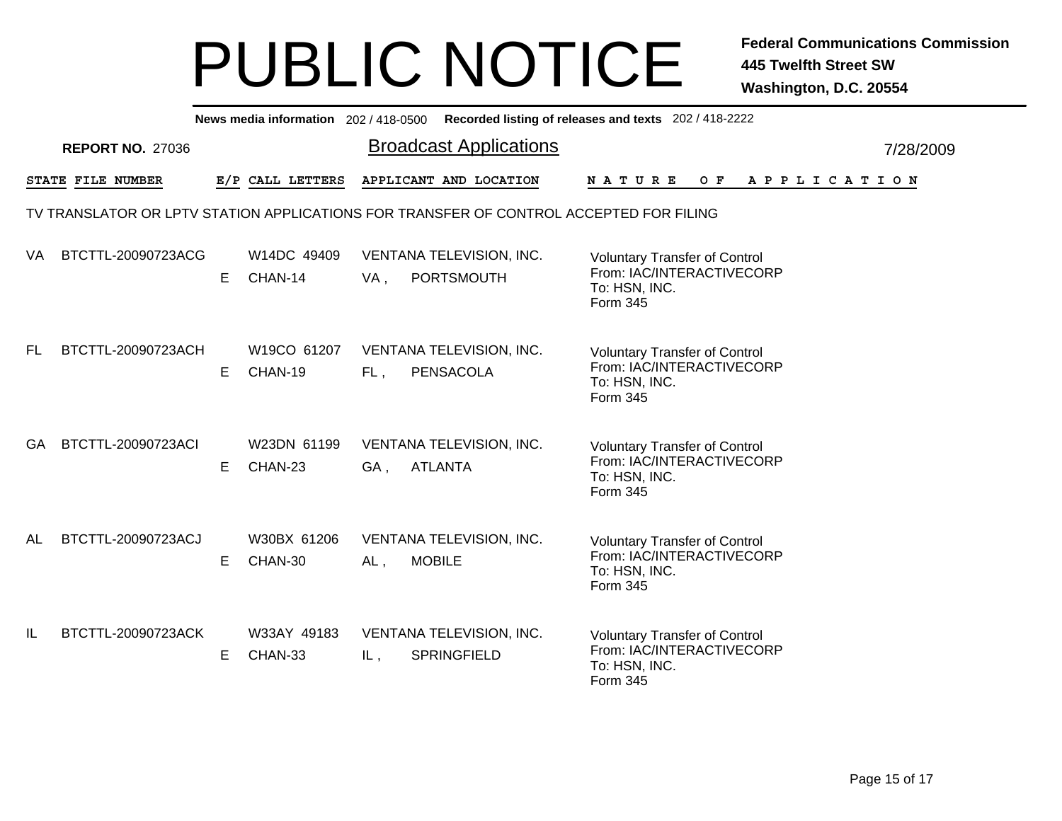# PUBLIC NOTICE

**Federal Communications Commission**
**445 Twelfth Street SW**
**Washington, D.C. 20554**

**News media information** 202 / 418-0500 **Recorded listing of releases and texts** 202 / 418-2222

**REPORT NO.** 27036

## Broadcast Applications

7/28/2009

TV TRANSLATOR OR LPTV STATION APPLICATIONS FOR TRANSFER OF CONTROL ACCEPTED FOR FILING

| STATE | FILE NUMBER | E/P | CALL LETTERS | APPLICANT AND LOCATION | NATURE OF APPLICATION |
|---|---|---|---|---|---|
| VA | BTCTTL-20090723ACG | E | W14DC 49409 CHAN-14 | VENTANA TELEVISION, INC. VA , PORTSMOUTH | Voluntary Transfer of Control From: IAC/INTERACTIVECORP To: HSN, INC. Form 345 |
| FL | BTCTTL-20090723ACH | E | W19CO 61207 CHAN-19 | VENTANA TELEVISION, INC. FL , PENSACOLA | Voluntary Transfer of Control From: IAC/INTERACTIVECORP To: HSN, INC. Form 345 |
| GA | BTCTTL-20090723ACI | E | W23DN 61199 CHAN-23 | VENTANA TELEVISION, INC. GA , ATLANTA | Voluntary Transfer of Control From: IAC/INTERACTIVECORP To: HSN, INC. Form 345 |
| AL | BTCTTL-20090723ACJ | E | W30BX 61206 CHAN-30 | VENTANA TELEVISION, INC. AL , MOBILE | Voluntary Transfer of Control From: IAC/INTERACTIVECORP To: HSN, INC. Form 345 |
| IL | BTCTTL-20090723ACK | E | W33AY 49183 CHAN-33 | VENTANA TELEVISION, INC. IL , SPRINGFIELD | Voluntary Transfer of Control From: IAC/INTERACTIVECORP To: HSN, INC. Form 345 |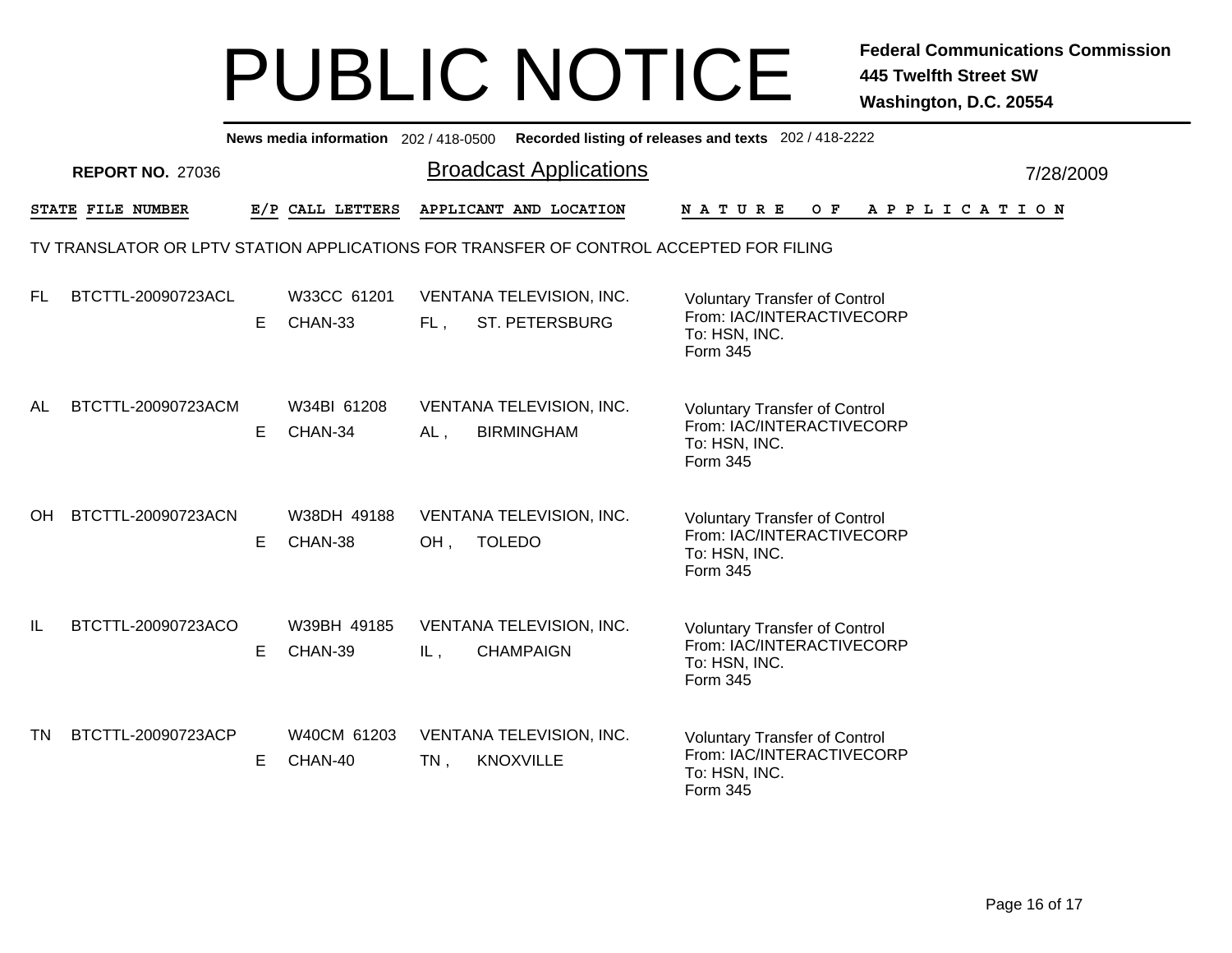# PUBLIC NOTICE

**Federal Communications Commission**
**445 Twelfth Street SW**
**Washington, D.C. 20554**

**News media information** 202 / 418-0500 **Recorded listing of releases and texts** 202 / 418-2222

**REPORT NO.** 27036

## Broadcast Applications

7/28/2009

### TV TRANSLATOR OR LPTV STATION APPLICATIONS FOR TRANSFER OF CONTROL ACCEPTED FOR FILING

| STATE | FILE NUMBER | E/P | CALL LETTERS | APPLICANT AND LOCATION | NATURE OF APPLICATION |
|---|---|---|---|---|---|
| FL | BTCTTL-20090723ACL | E | W33CC 61201 CHAN-33 | VENTANA TELEVISION, INC. FL , ST. PETERSBURG | Voluntary Transfer of Control From: IAC/INTERACTIVECORP To: HSN, INC. Form 345 |
| AL | BTCTTL-20090723ACM | E | W34BI 61208 CHAN-34 | VENTANA TELEVISION, INC. AL , BIRMINGHAM | Voluntary Transfer of Control From: IAC/INTERACTIVECORP To: HSN, INC. Form 345 |
| OH | BTCTTL-20090723ACN | E | W38DH 49188 CHAN-38 | VENTANA TELEVISION, INC. OH , TOLEDO | Voluntary Transfer of Control From: IAC/INTERACTIVECORP To: HSN, INC. Form 345 |
| IL | BTCTTL-20090723ACO | E | W39BH 49185 CHAN-39 | VENTANA TELEVISION, INC. IL , CHAMPAIGN | Voluntary Transfer of Control From: IAC/INTERACTIVECORP To: HSN, INC. Form 345 |
| TN | BTCTTL-20090723ACP | E | W40CM 61203 CHAN-40 | VENTANA TELEVISION, INC. TN , KNOXVILLE | Voluntary Transfer of Control From: IAC/INTERACTIVECORP To: HSN, INC. Form 345 |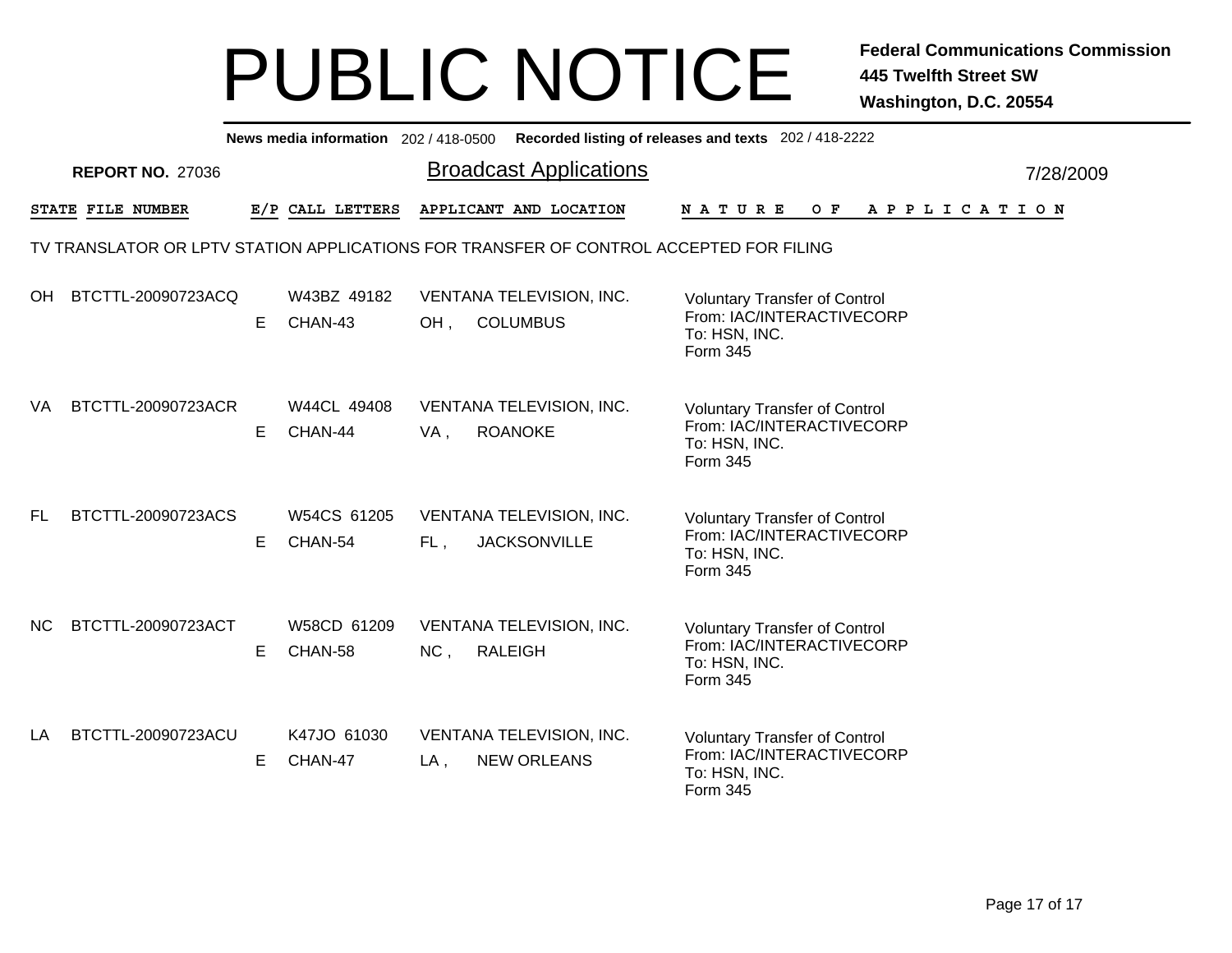# PUBLIC NOTICE

**Federal Communications Commission**
**445 Twelfth Street SW**
**Washington, D.C. 20554**

**News media information** 202 / 418-0500 **Recorded listing of releases and texts** 202 / 418-2222

**REPORT NO.** 27036

## Broadcast Applications

7/28/2009

TV TRANSLATOR OR LPTV STATION APPLICATIONS FOR TRANSFER OF CONTROL ACCEPTED FOR FILING

| STATE | FILE NUMBER | E/P | CALL LETTERS | APPLICANT AND LOCATION | NATURE OF APPLICATION |
|---|---|---|---|---|---|
| OH | BTCTTL-20090723ACQ | E | W43BZ 49182<br>CHAN-43 | VENTANA TELEVISION, INC.<br>OH , COLUMBUS | Voluntary Transfer of Control<br>From: IAC/INTERACTIVECORP<br>To: HSN, INC.<br>Form 345 |
| VA | BTCTTL-20090723ACR | E | W44CL 49408<br>CHAN-44 | VENTANA TELEVISION, INC.<br>VA , ROANOKE | Voluntary Transfer of Control<br>From: IAC/INTERACTIVECORP<br>To: HSN, INC.<br>Form 345 |
| FL | BTCTTL-20090723ACS | E | W54CS 61205<br>CHAN-54 | VENTANA TELEVISION, INC.<br>FL , JACKSONVILLE | Voluntary Transfer of Control<br>From: IAC/INTERACTIVECORP<br>To: HSN, INC.<br>Form 345 |
| NC | BTCTTL-20090723ACT | E | W58CD 61209<br>CHAN-58 | VENTANA TELEVISION, INC.<br>NC , RALEIGH | Voluntary Transfer of Control<br>From: IAC/INTERACTIVECORP<br>To: HSN, INC.<br>Form 345 |
| LA | BTCTTL-20090723ACU | E | K47JO 61030<br>CHAN-47 | VENTANA TELEVISION, INC.<br>LA , NEW ORLEANS | Voluntary Transfer of Control<br>From: IAC/INTERACTIVECORP<br>To: HSN, INC.<br>Form 345 |